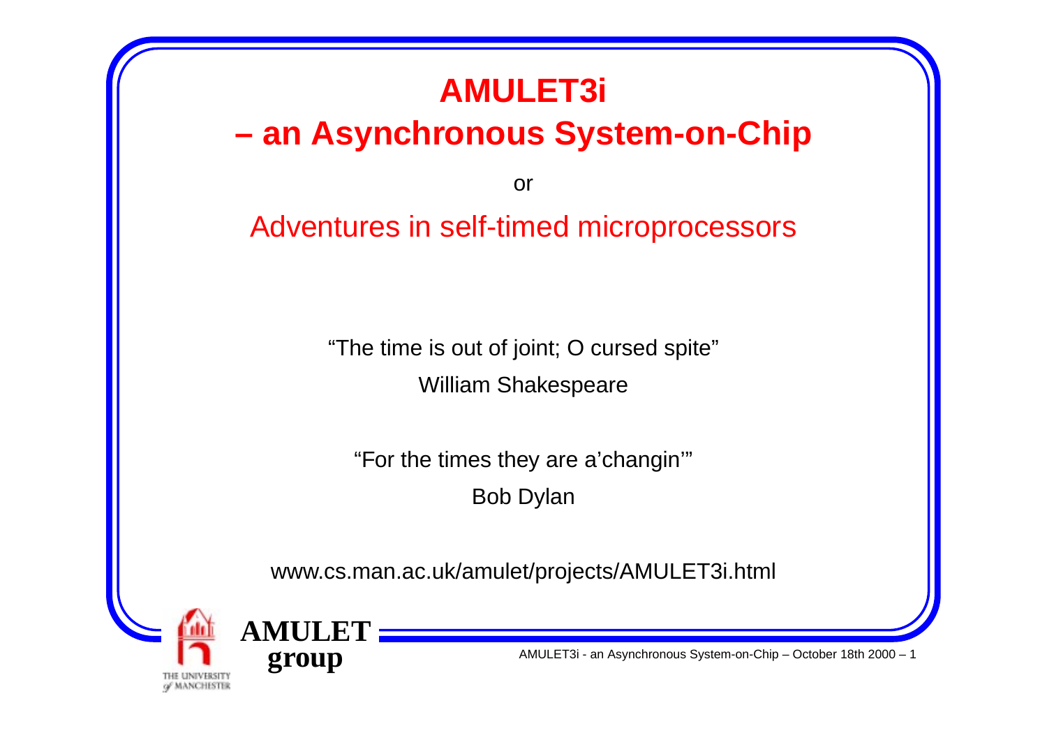# AMULET3i

# – an Asynchronous System-on-Chip

or

## Adventures in self-timed microprocessors

"The time is out of joint; O cursed spite"

William Shakespeare

"For the times they are a'changin'"

Bob Dylan

www.cs.man.ac.uk/amulet/projects/AMULET3i.html

THE UNIVERSITY of MANCHESTER

**AMULET group**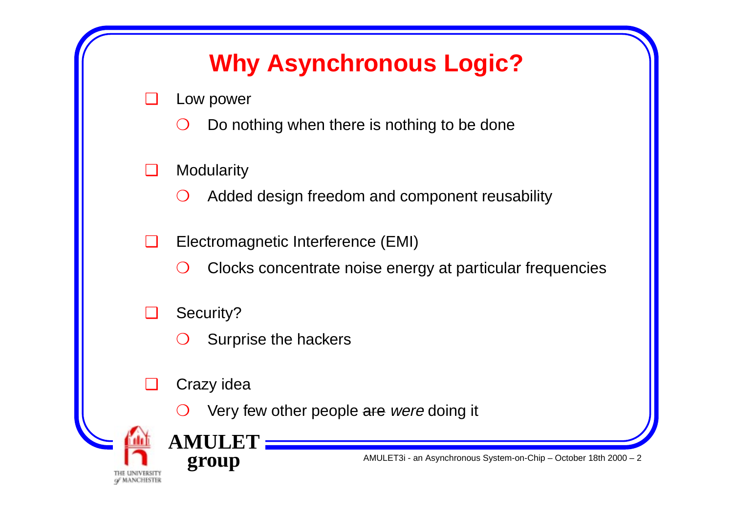# Why Asynchronous Logic?

- Low power
  - Do nothing when there is nothing to be done
- Modularity
  - Added design freedom and component reusability
- Electromagnetic Interference (EMI)
  - Clocks concentrate noise energy at particular frequencies
- Security?
  - Surprise the hackers
- Crazy idea
  - Very few other people ~~are~~ *were* doing it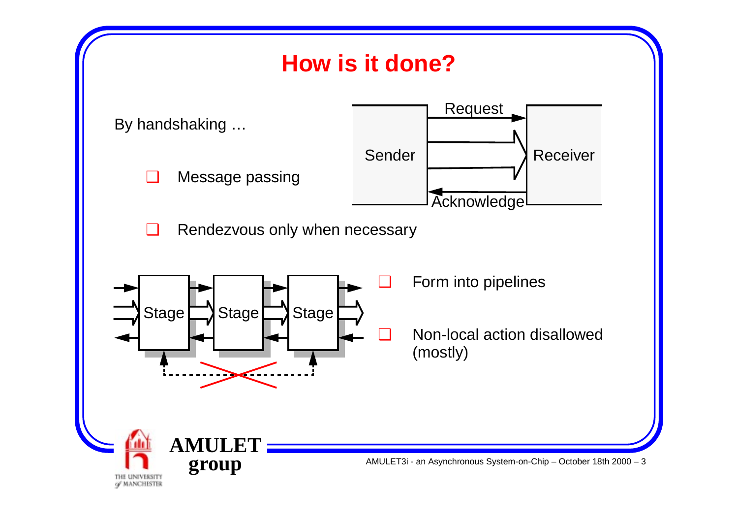# How is it done?

By handshaking …

- Message passing

Sender — Request → Receiver
Sender ← Acknowledge — Receiver

- Rendezvous only when necessary

Stage → Stage → Stage

- Form into pipelines
- Non-local action disallowed (mostly)

AMULET group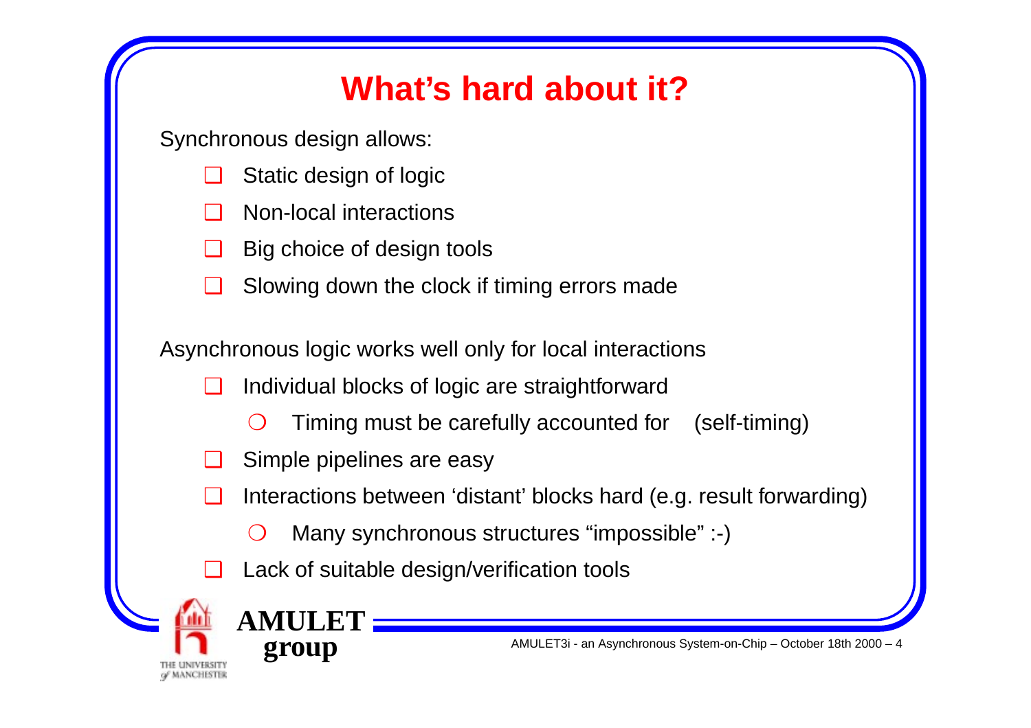# What's hard about it?

Synchronous design allows:

- Static design of logic
- Non-local interactions
- Big choice of design tools
- Slowing down the clock if timing errors made

Asynchronous logic works well only for local interactions

- Individual blocks of logic are straightforward
  - Timing must be carefully accounted for (self-timing)
- Simple pipelines are easy
- Interactions between 'distant' blocks hard (e.g. result forwarding)
  - Many synchronous structures "impossible" :-)
- Lack of suitable design/verification tools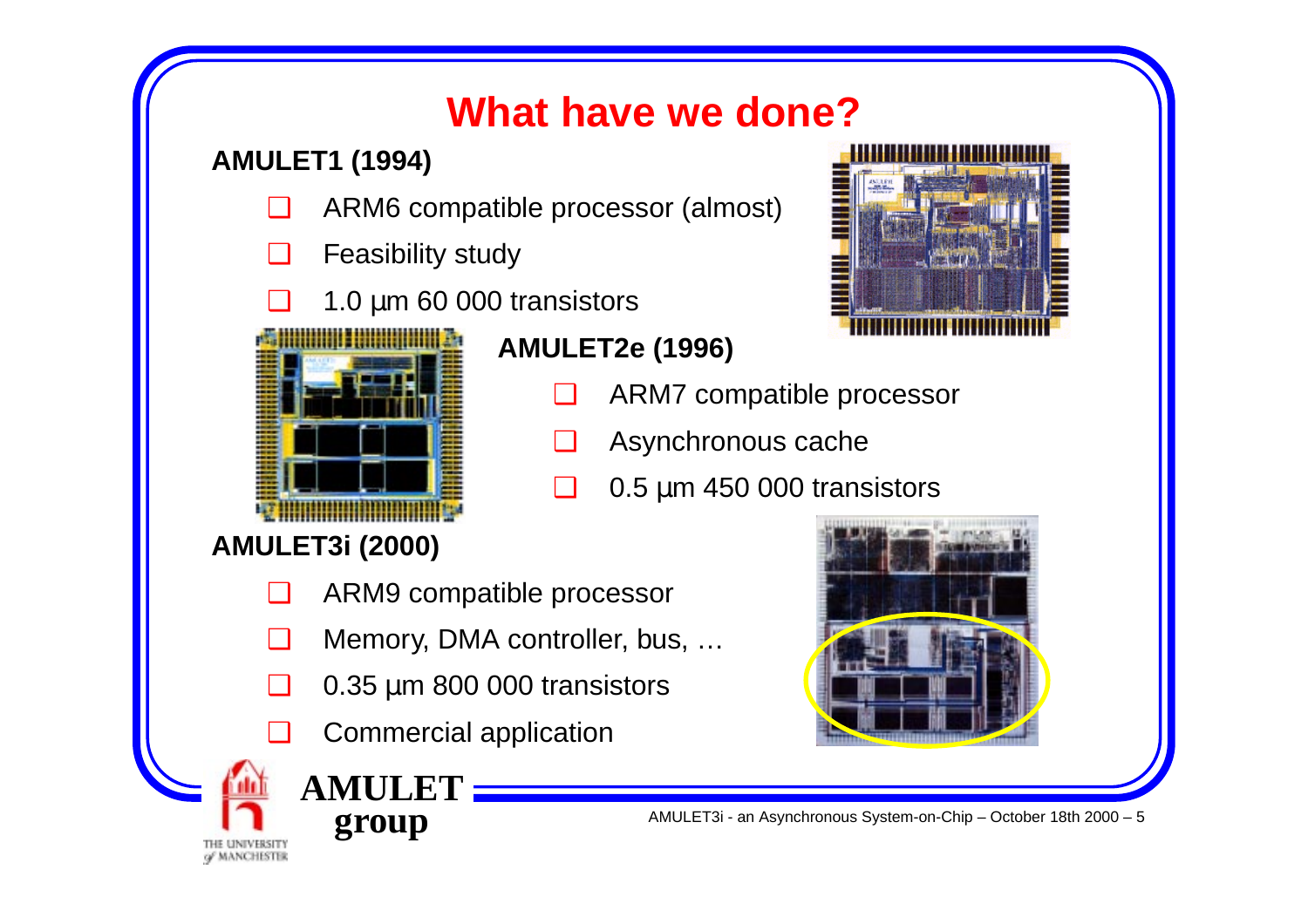# What have we done?

**AMULET1 (1994)**

- ARM6 compatible processor (almost)
- Feasibility study
- 1.0 µm 60 000 transistors

**AMULET2e (1996)**

- ARM7 compatible processor
- Asynchronous cache
- 0.5 µm 450 000 transistors

**AMULET3i (2000)**

- ARM9 compatible processor
- Memory, DMA controller, bus, …
- 0.35 µm 800 000 transistors
- Commercial application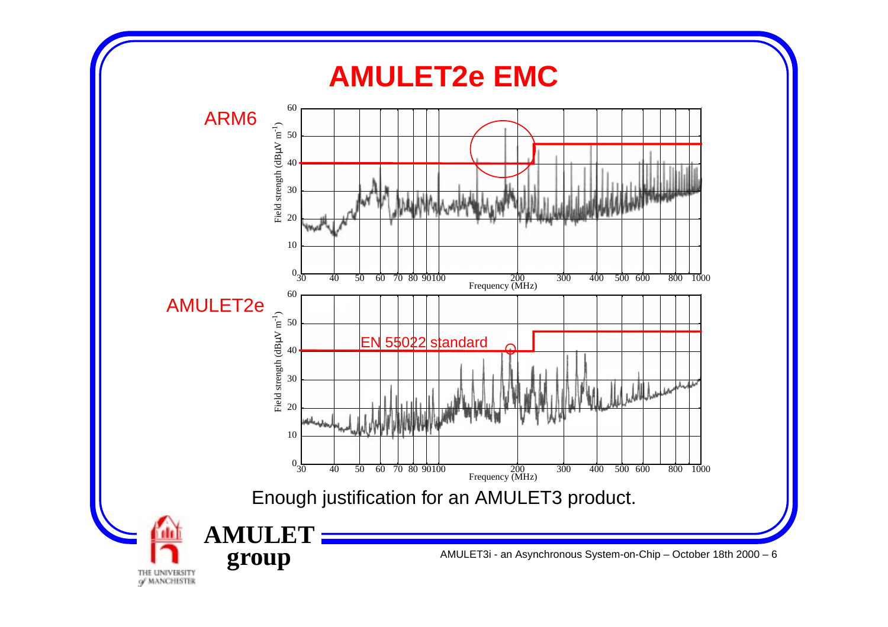# AMULET2e EMC

ARM6

AMULET2e

EN 55022 standard

Enough justification for an AMULET3 product.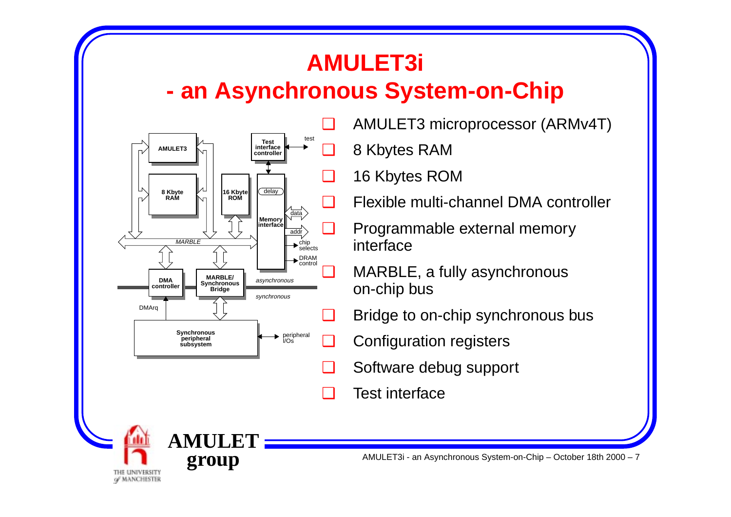# AMULET3i
## - an Asynchronous System-on-Chip

- AMULET3 microprocessor (ARMv4T)
- 8 Kbytes RAM
- 16 Kbytes ROM
- Flexible multi-channel DMA controller
- Programmable external memory interface
- MARBLE, a fully asynchronous on-chip bus
- Bridge to on-chip synchronous bus
- Configuration registers
- Software debug support
- Test interface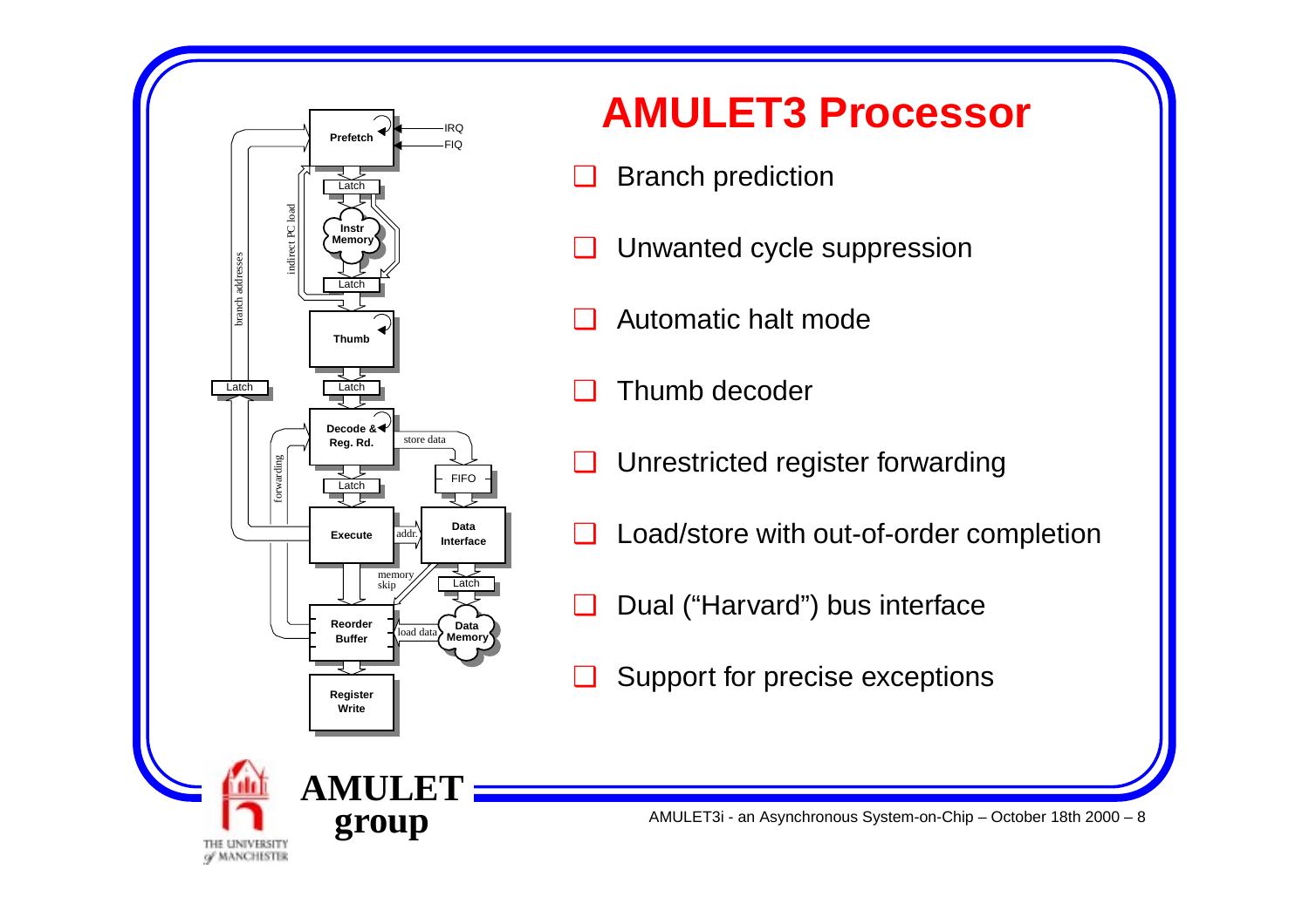# AMULET3 Processor

- Branch prediction
- Unwanted cycle suppression
- Automatic halt mode
- Thumb decoder
- Unrestricted register forwarding
- Load/store with out-of-order completion
- Dual (“Harvard”) bus interface
- Support for precise exceptions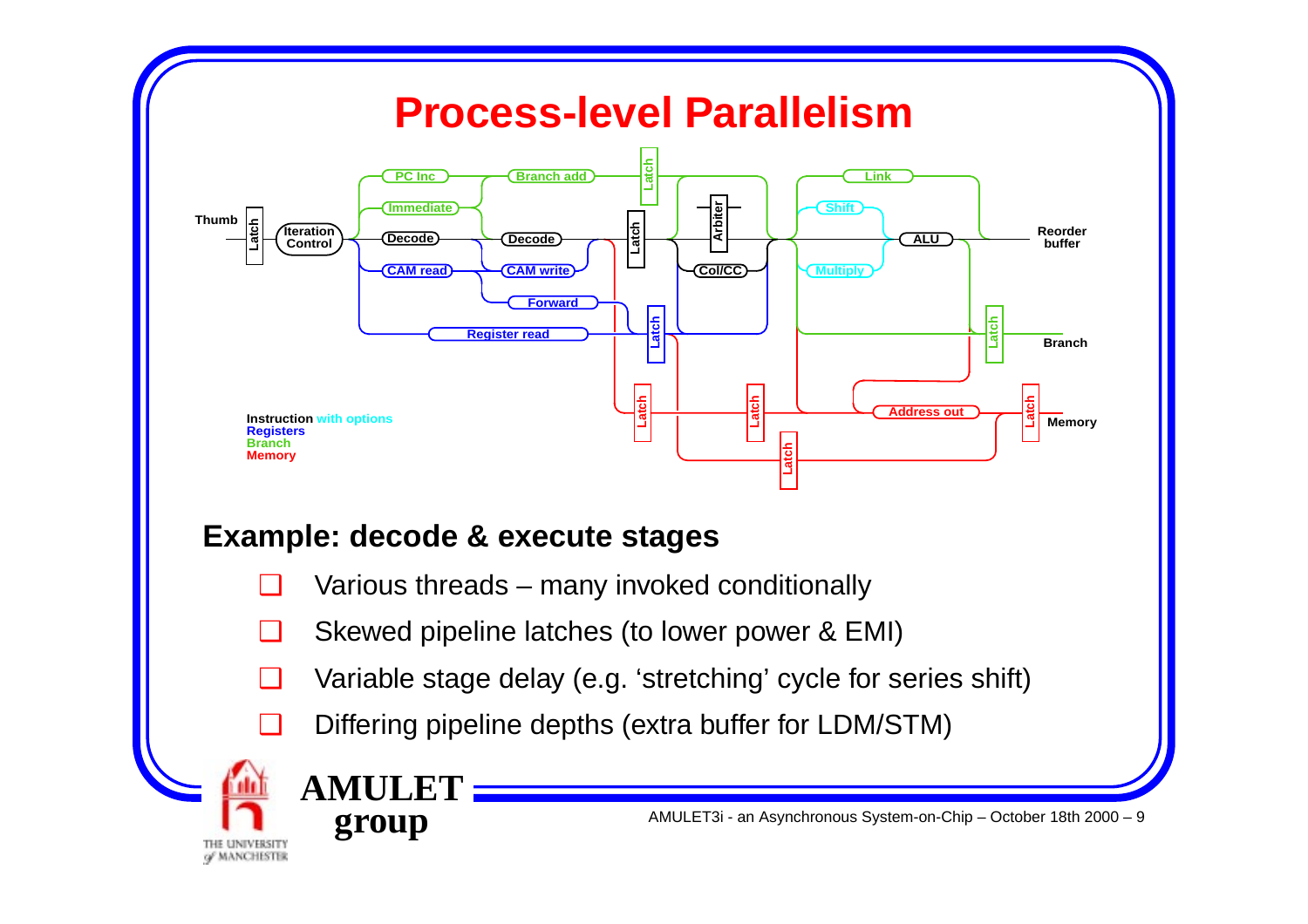# Process-level Parallelism

## Example: decode & execute stages

- Various threads – many invoked conditionally
- Skewed pipeline latches (to lower power & EMI)
- Variable stage delay (e.g. ‘stretching’ cycle for series shift)
- Differing pipeline depths (extra buffer for LDM/STM)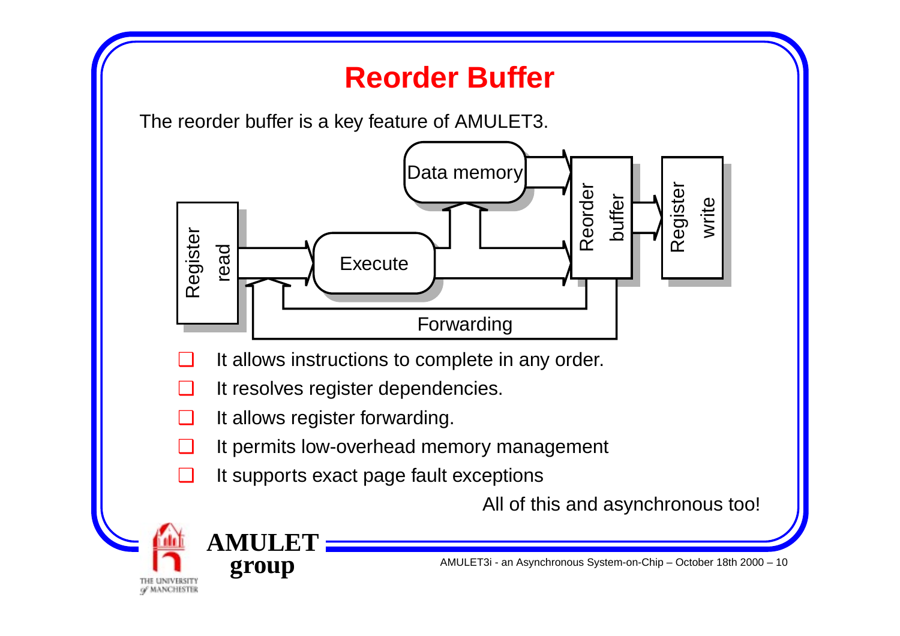# Reorder Buffer

The reorder buffer is a key feature of AMULET3.

- It allows instructions to complete in any order.
- It resolves register dependencies.
- It allows register forwarding.
- It permits low-overhead memory management
- It supports exact page fault exceptions

All of this and asynchronous too!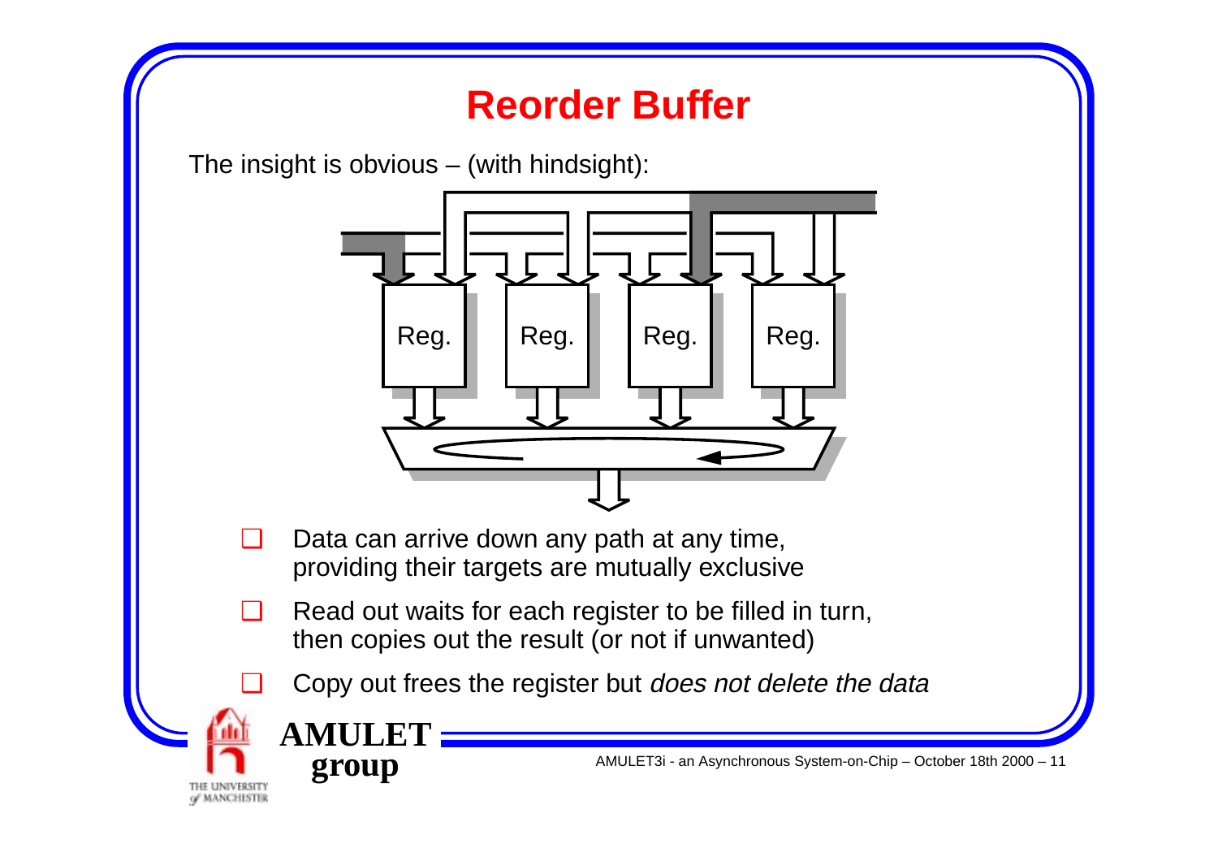# Reorder Buffer

The insight is obvious – (with hindsight):

Reg. Reg. Reg. Reg.

- Data can arrive down any path at any time, providing their targets are mutually exclusive
- Read out waits for each register to be filled in turn, then copies out the result (or not if unwanted)
- Copy out frees the register but *does not delete the data*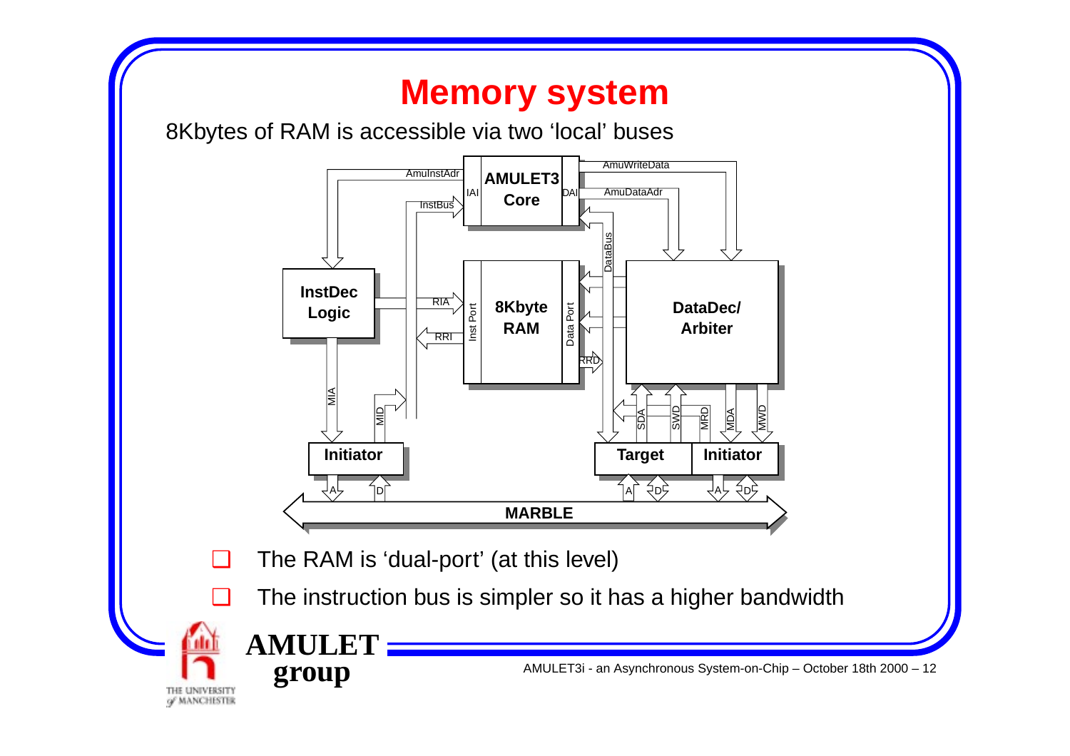# Memory system

8Kbytes of RAM is accessible via two 'local' buses

- The RAM is 'dual-port' (at this level)
- The instruction bus is simpler so it has a higher bandwidth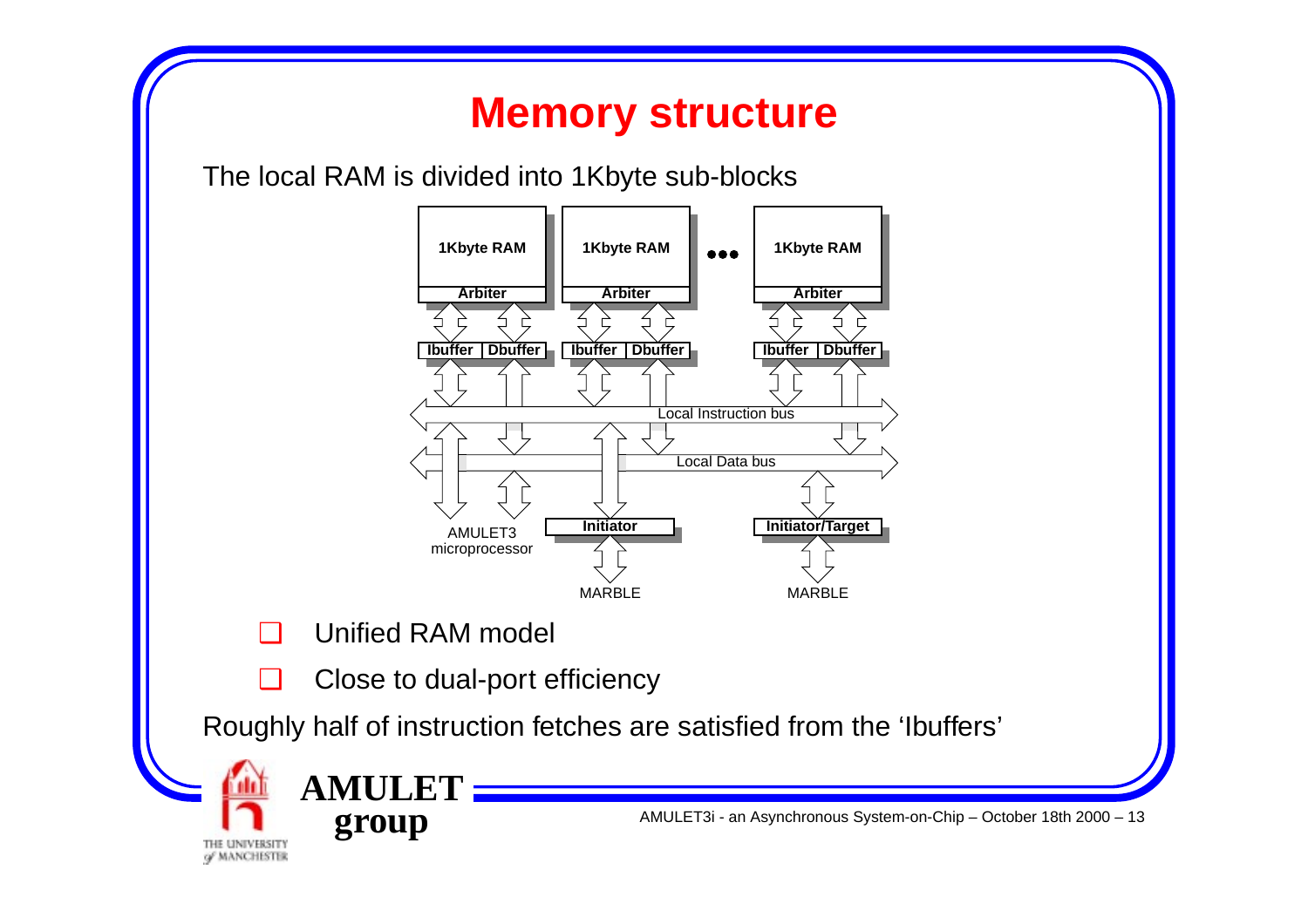# Memory structure

The local RAM is divided into 1Kbyte sub-blocks

1Kbyte RAM | 1Kbyte RAM | ••• | 1Kbyte RAM

Arbiter | Arbiter | Arbiter

Ibuffer | Dbuffer | Ibuffer | Dbuffer | Ibuffer | Dbuffer

Local Instruction bus

Local Data bus

AMULET3 microprocessor

Initiator

Initiator/Target

MARBLE

MARBLE

- Unified RAM model
- Close to dual-port efficiency

Roughly half of instruction fetches are satisfied from the 'Ibuffers'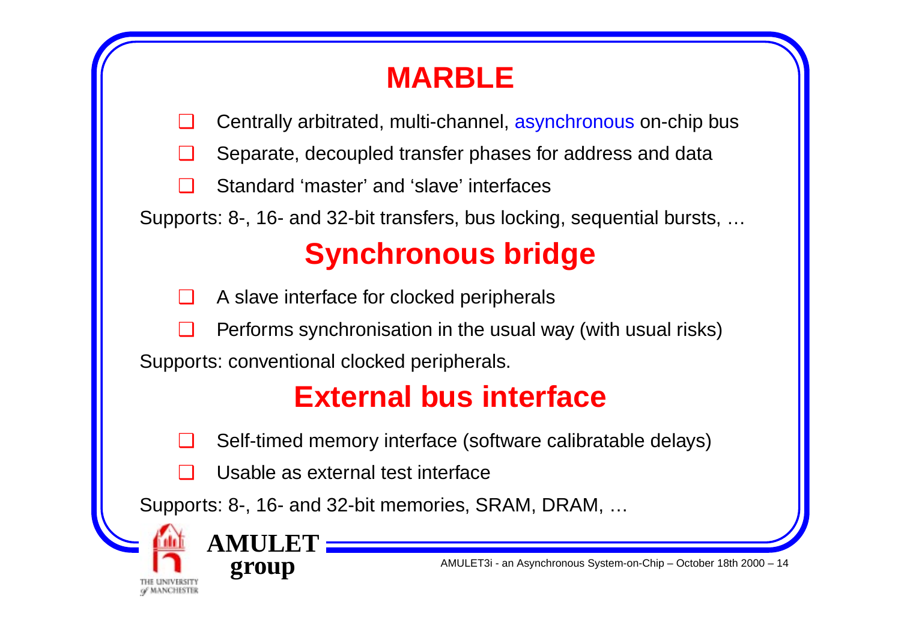# MARBLE

- Centrally arbitrated, multi-channel, asynchronous on-chip bus
- Separate, decoupled transfer phases for address and data
- Standard 'master' and 'slave' interfaces

Supports: 8-, 16- and 32-bit transfers, bus locking, sequential bursts, …

# Synchronous bridge

- A slave interface for clocked peripherals
- Performs synchronisation in the usual way (with usual risks)

Supports: conventional clocked peripherals.

# External bus interface

- Self-timed memory interface (software calibratable delays)
- Usable as external test interface

Supports: 8-, 16- and 32-bit memories, SRAM, DRAM, …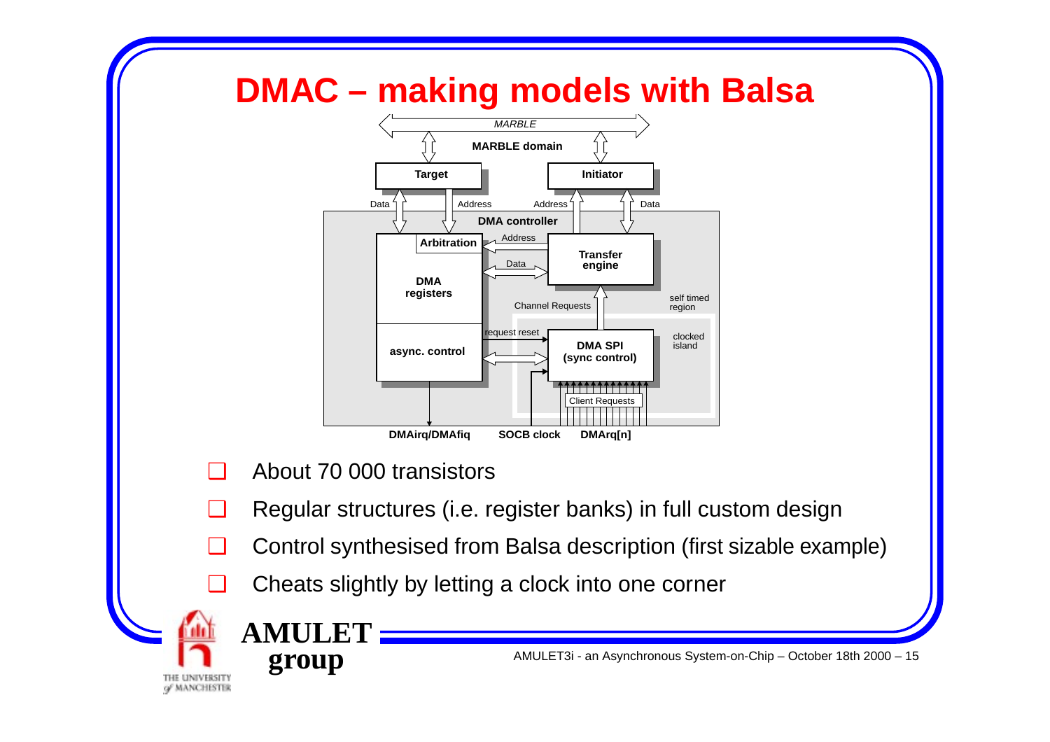# DMAC – making models with Balsa

- About 70 000 transistors
- Regular structures (i.e. register banks) in full custom design
- Control synthesised from Balsa description (first sizable example)
- Cheats slightly by letting a clock into one corner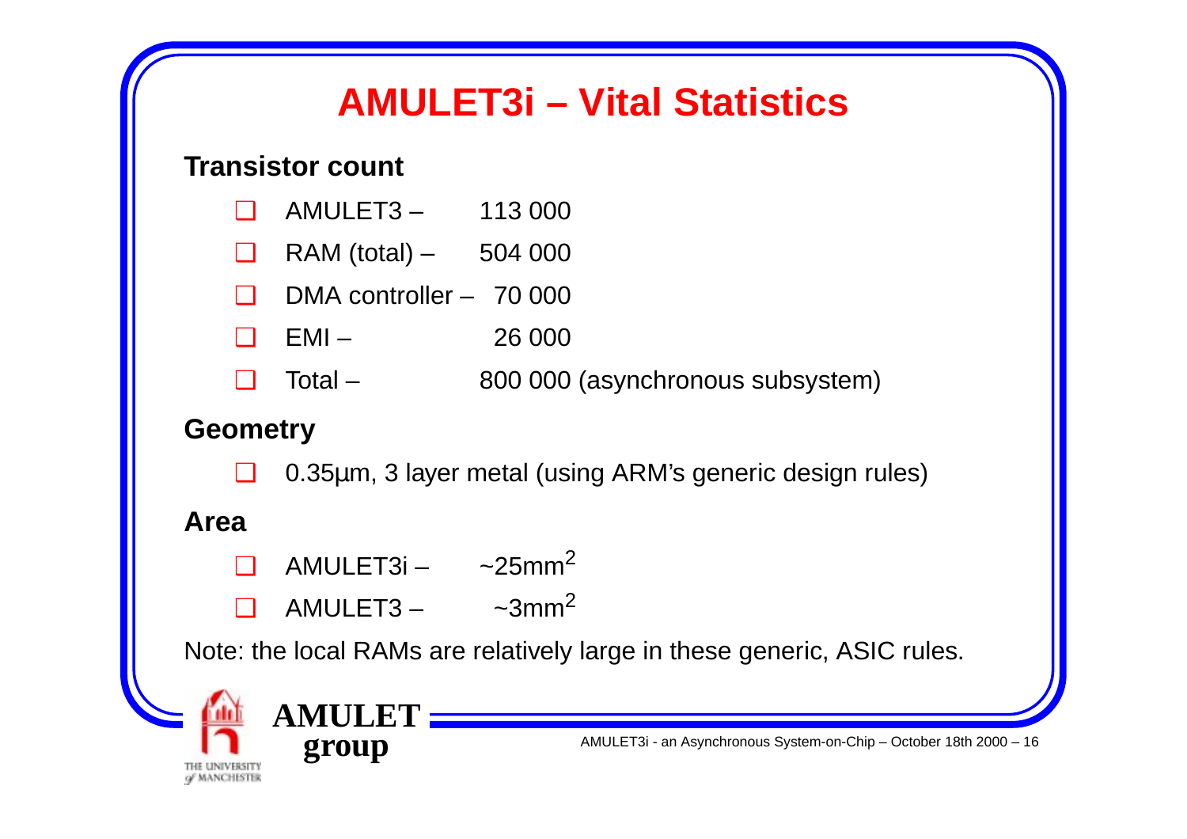# AMULET3i – Vital Statistics

**Transistor count**

- AMULET3 – 113 000
- RAM (total) – 504 000
- DMA controller – 70 000
- EMI – 26 000
- Total – 800 000 (asynchronous subsystem)

**Geometry**

- 0.35µm, 3 layer metal (using ARM's generic design rules)

**Area**

- AMULET3i – ~25mm$^2$
- AMULET3 – ~3mm$^2$

Note: the local RAMs are relatively large in these generic, ASIC rules.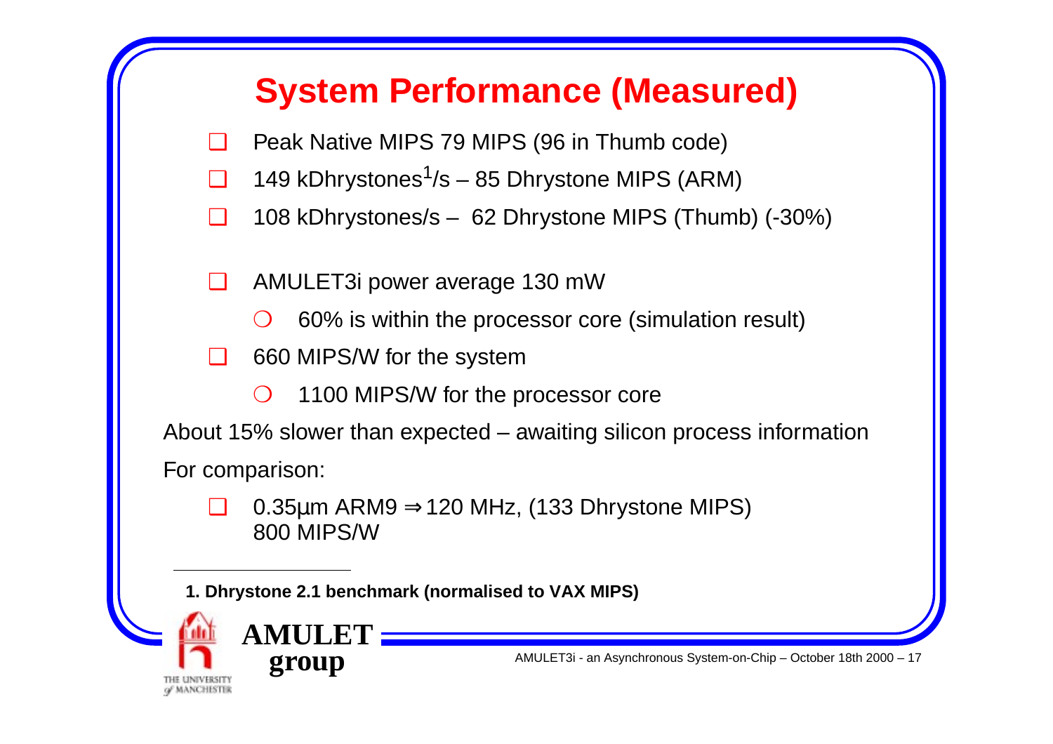# System Performance (Measured)

- Peak Native MIPS 79 MIPS (96 in Thumb code)
- 149 kDhrystones[1]/s – 85 Dhrystone MIPS (ARM)
- 108 kDhrystones/s – 62 Dhrystone MIPS (Thumb) (-30%)

- AMULET3i power average 130 mW
  - 60% is within the processor core (simulation result)
- 660 MIPS/W for the system
  - 1100 MIPS/W for the processor core

About 15% slower than expected – awaiting silicon process information

For comparison:

- 0.35µm ARM9 ⇒ 120 MHz, (133 Dhrystone MIPS)
  800 MIPS/W

---

**1. Dhrystone 2.1 benchmark (normalised to VAX MIPS)**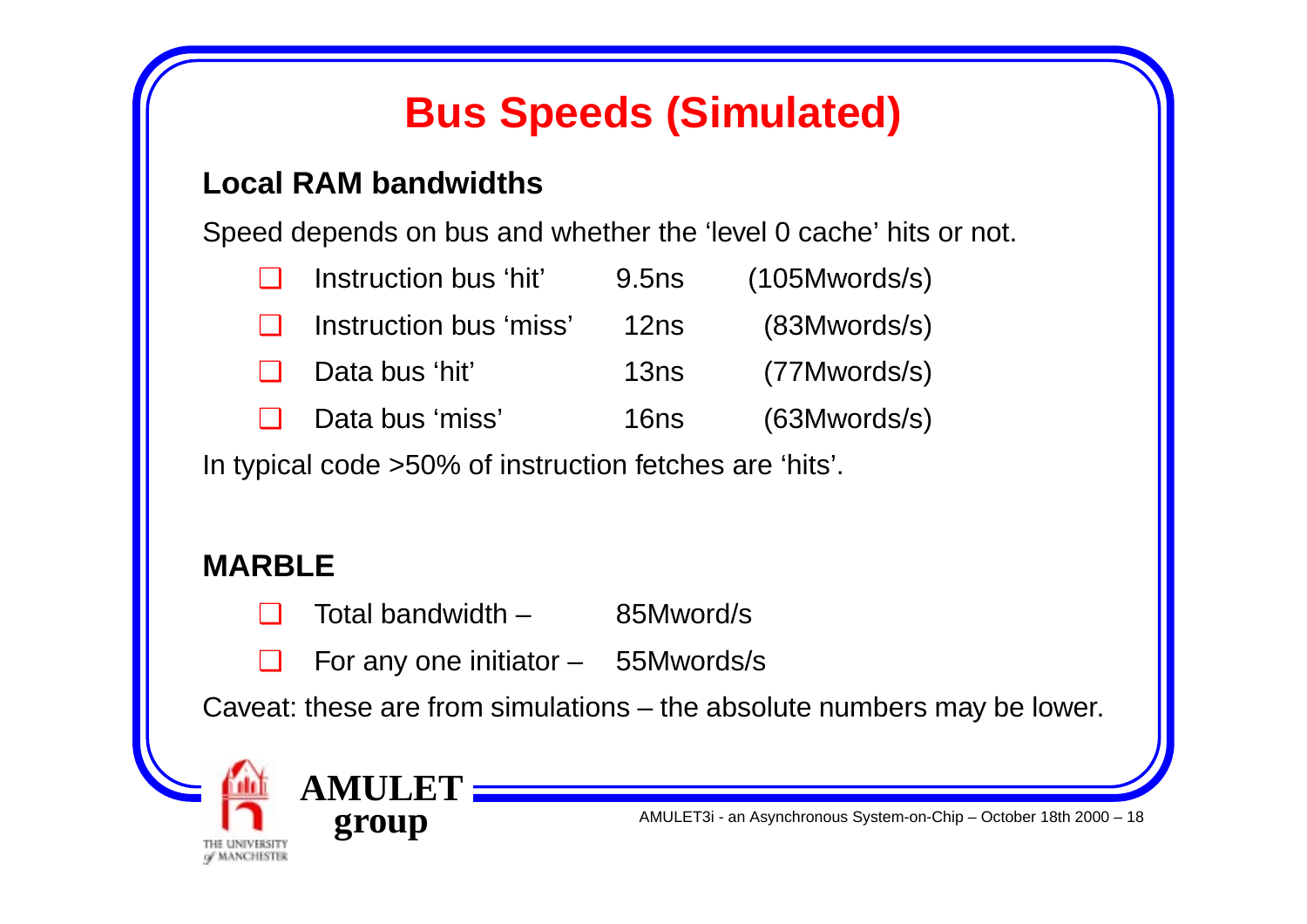# Bus Speeds (Simulated)

## Local RAM bandwidths

Speed depends on bus and whether the 'level 0 cache' hits or not.

| | | |
|---|---|---|
| Instruction bus 'hit' | 9.5ns | (105Mwords/s) |
| Instruction bus 'miss' | 12ns | (83Mwords/s) |
| Data bus 'hit' | 13ns | (77Mwords/s) |
| Data bus 'miss' | 16ns | (63Mwords/s) |

In typical code >50% of instruction fetches are 'hits'.

## MARBLE

- Total bandwidth – 85Mword/s
- For any one initiator – 55Mwords/s

Caveat: these are from simulations – the absolute numbers may be lower.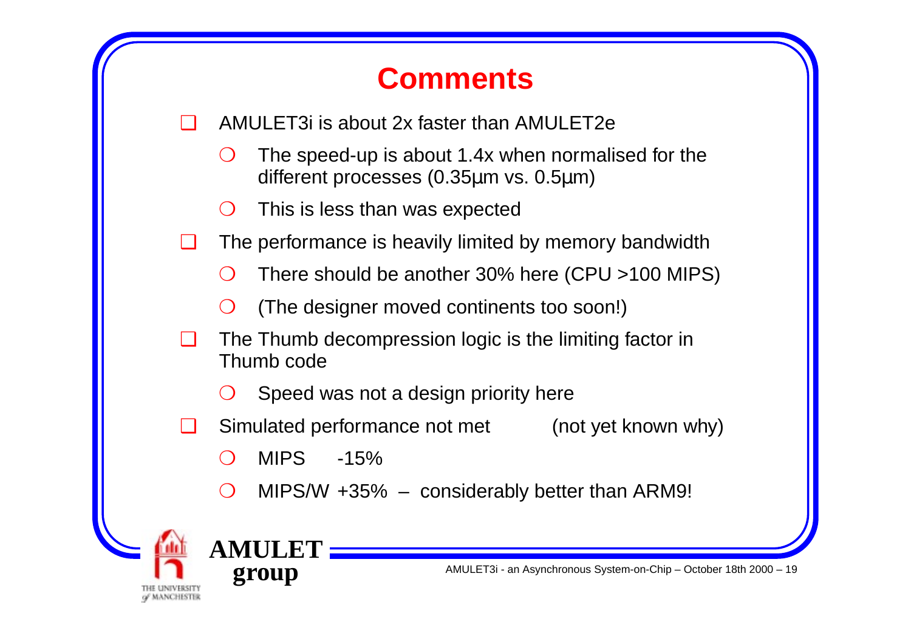# Comments

- AMULET3i is about 2x faster than AMULET2e
  - The speed-up is about 1.4x when normalised for the different processes (0.35µm vs. 0.5µm)
  - This is less than was expected
- The performance is heavily limited by memory bandwidth
  - There should be another 30% here (CPU >100 MIPS)
  - (The designer moved continents too soon!)
- The Thumb decompression logic is the limiting factor in Thumb code
  - Speed was not a design priority here
- Simulated performance not met (not yet known why)
  - MIPS -15%
  - MIPS/W +35% – considerably better than ARM9!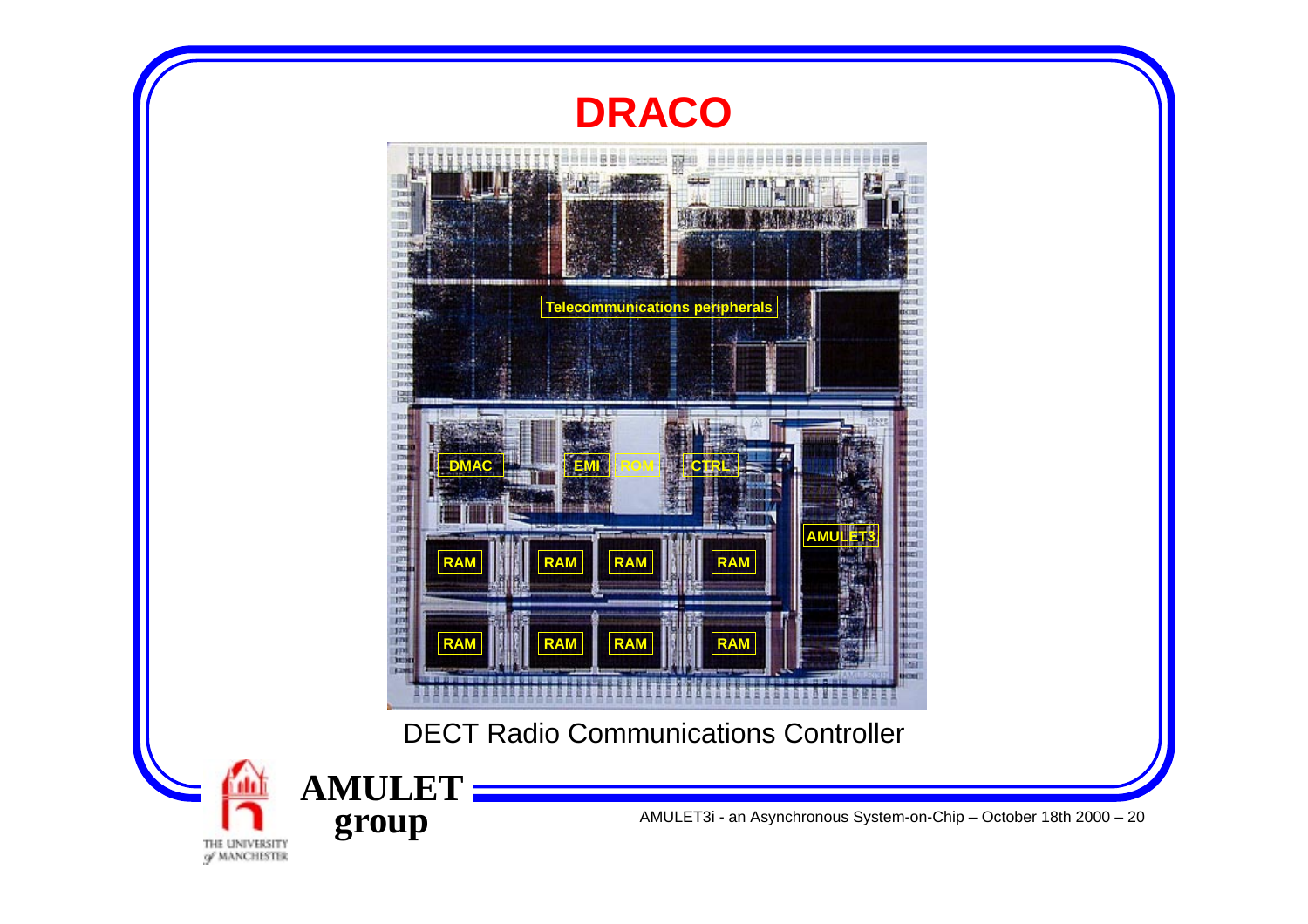# DRACO

Telecommunications peripherals

DMAC

EMI

ROM

CTRL

AMULET3

RAM

RAM

RAM

RAM

RAM

RAM

RAM

RAM

DECT Radio Communications Controller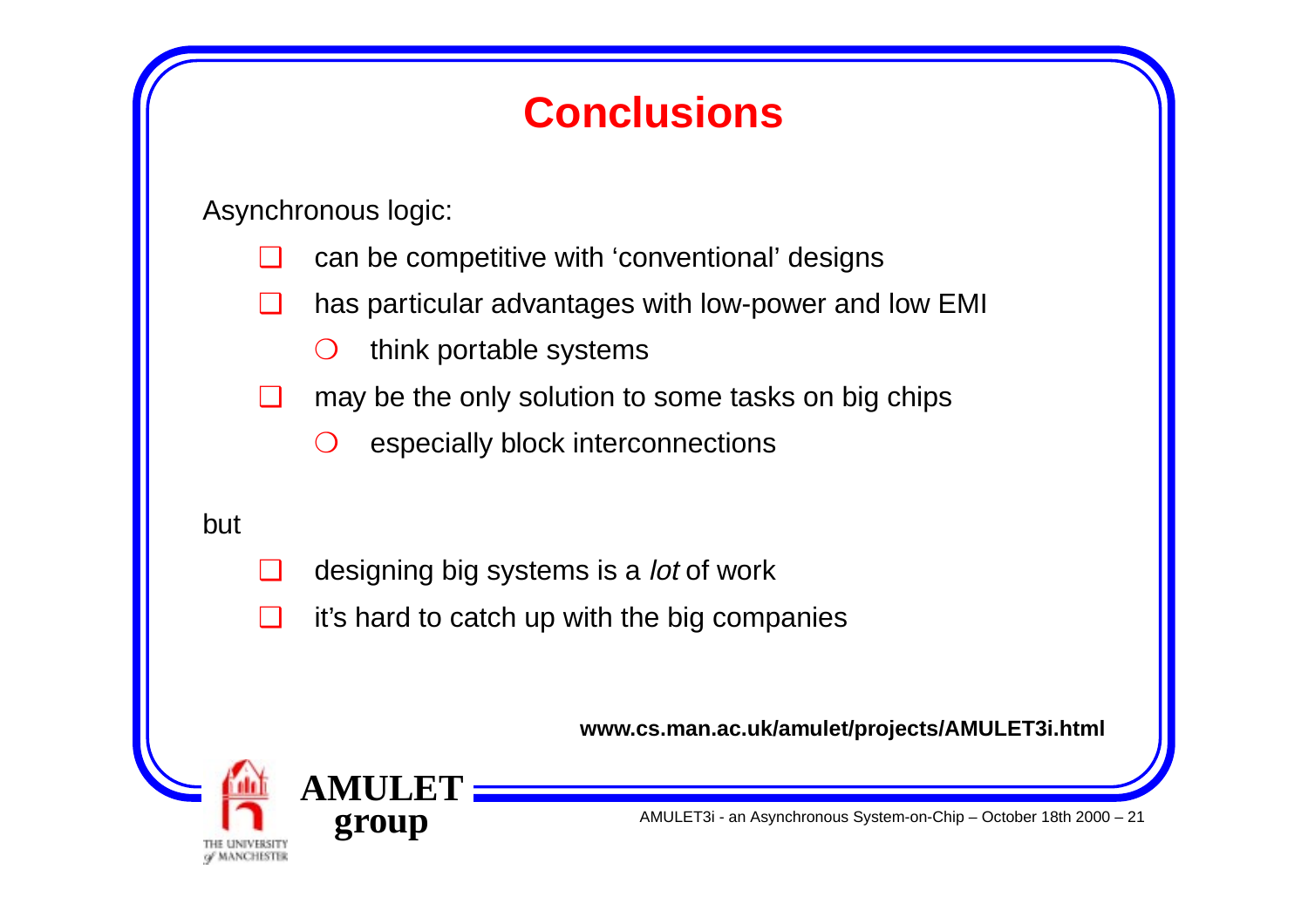# Conclusions

Asynchronous logic:

- can be competitive with 'conventional' designs
- has particular advantages with low-power and low EMI
  - think portable systems
- may be the only solution to some tasks on big chips
  - especially block interconnections

but

- designing big systems is a *lot* of work
- it's hard to catch up with the big companies

**www.cs.man.ac.uk/amulet/projects/AMULET3i.html**